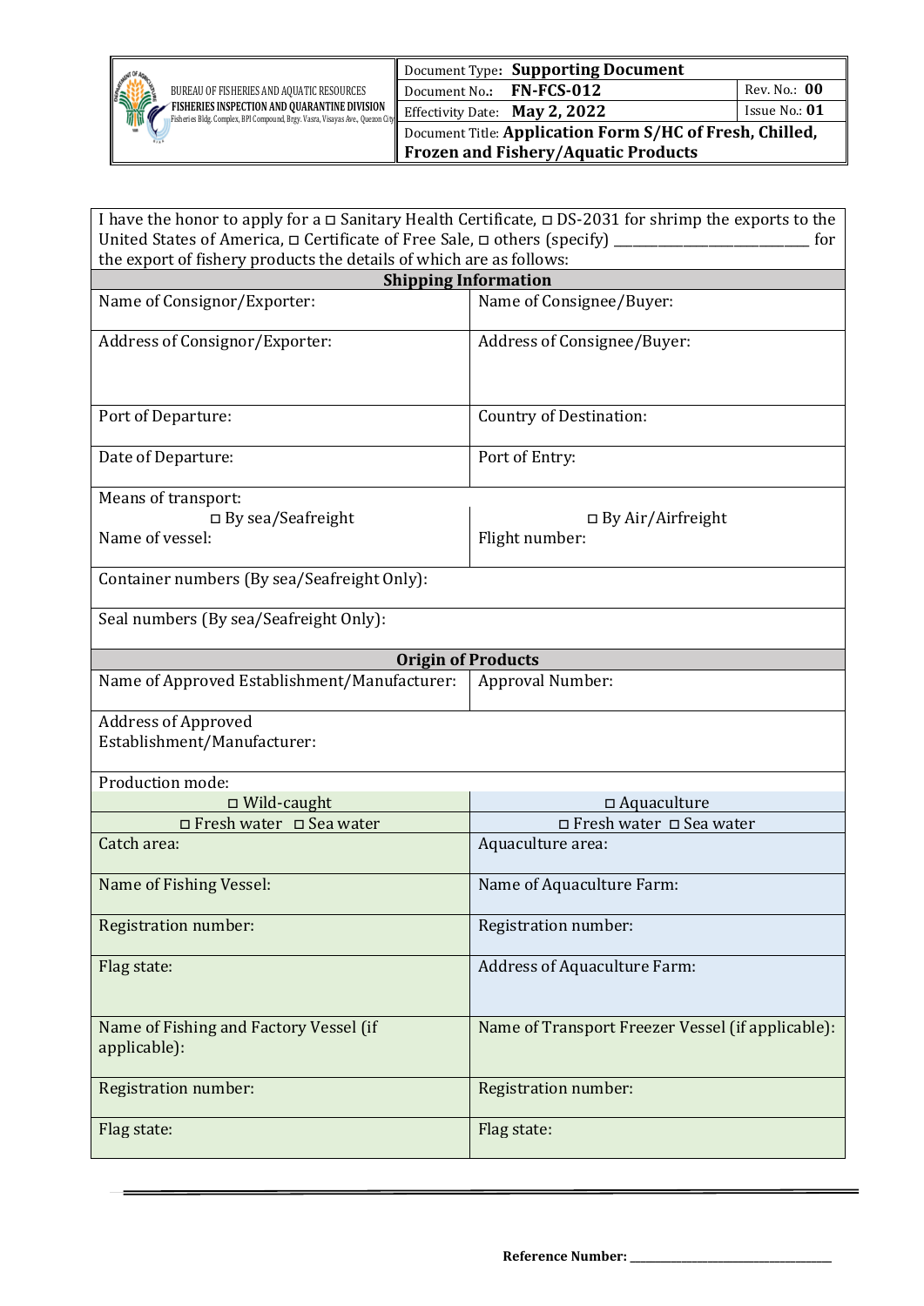| BUREAU OF FISHERIES AND AQUATIC RESOURCES **FISHERIES INSPECTION AND QUARANTINE DIVISION** Fisheries Bldg. Complex, BPI Compound, Brgy. Vasra, Visayas Ave., Quezon City | Document Type: **Supporting Document** | |
|---|---|---|
| | Document No.: **FN-FCS-012** | Rev. No.: **00** |
| | Effectivity Date: **May 2, 2022** | Issue No.: **01** |
| | Document Title: **Application Form S/HC of Fresh, Chilled, Frozen and Fishery/Aquatic Products** | |

I have the honor to apply for a ◻ Sanitary Health Certificate, ◻ DS-2031 for shrimp the exports to the United States of America, ◻ Certificate of Free Sale, ◻ others (specify) ____________________________ for the export of fishery products the details of which are as follows:

| **Shipping Information** | |
|---|---|
| Name of Consignor/Exporter: | Name of Consignee/Buyer: |
| Address of Consignor/Exporter: | Address of Consignee/Buyer: |
| Port of Departure: | Country of Destination: |
| Date of Departure: | Port of Entry: |
| Means of transport: ◻ By sea/Seafreight Name of vessel: | ◻ By Air/Airfreight Flight number: |
| Container numbers (By sea/Seafreight Only): | |
| Seal numbers (By sea/Seafreight Only): | |
| **Origin of Products** | |
| Name of Approved Establishment/Manufacturer: | Approval Number: |
| Address of Approved Establishment/Manufacturer: | |
| Production mode: | |
| ◻ Wild-caught | ◻ Aquaculture |
| ◻ Fresh water ◻ Sea water | ◻ Fresh water ◻ Sea water |
| Catch area: | Aquaculture area: |
| Name of Fishing Vessel: | Name of Aquaculture Farm: |
| Registration number: | Registration number: |
| Flag state: | Address of Aquaculture Farm: |
| Name of Fishing and Factory Vessel (if applicable): | Name of Transport Freezer Vessel (if applicable): |
| Registration number: | Registration number: |
| Flag state: | Flag state: |

**Reference Number:** ______________________________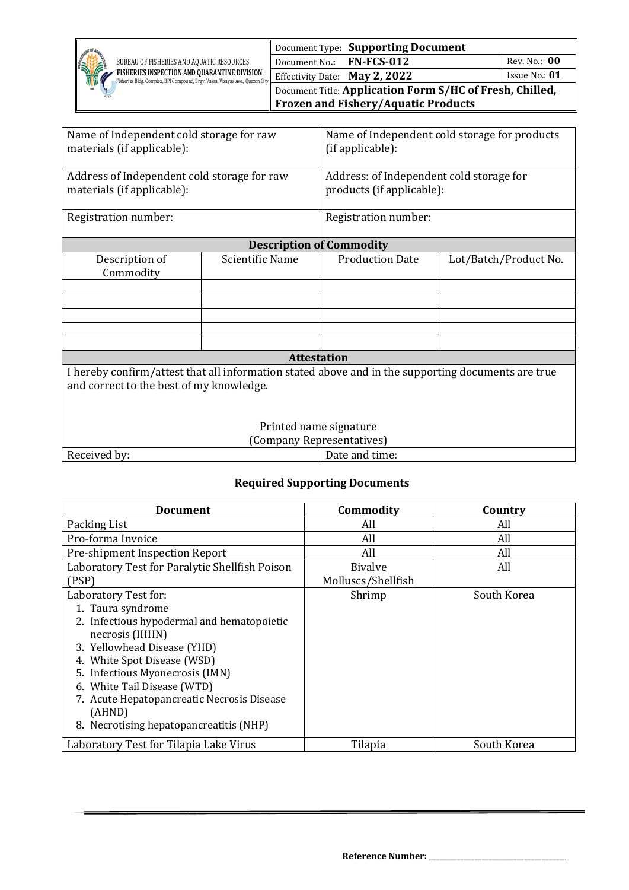| | |
|---|---|
| Name of Independent cold storage for raw materials (if applicable): | Name of Independent cold storage for products (if applicable): |
| Address of Independent cold storage for raw materials (if applicable): | Address: of Independent cold storage for products (if applicable): |
| Registration number: | Registration number: |

**Description of Commodity**

| Description of Commodity | Scientific Name | Production Date | Lot/Batch/Product No. |
|---|---|---|---|
| | | | |
| | | | |
| | | | |
| | | | |
| | | | |

**Attestation**

I hereby confirm/attest that all information stated above and in the supporting documents are true and correct to the best of my knowledge.

Printed name signature
(Company Representatives)

| | |
|---|---|
| Received by: | Date and time: |

## Required Supporting Documents

| Document | Commodity | Country |
|---|---|---|
| Packing List | All | All |
| Pro-forma Invoice | All | All |
| Pre-shipment Inspection Report | All | All |
| Laboratory Test for Paralytic Shellfish Poison (PSP) | Bivalve Molluscs/Shellfish | All |
| Laboratory Test for:<br>1. Taura syndrome<br>2. Infectious hypodermal and hematopoietic necrosis (IHHN)<br>3. Yellowhead Disease (YHD)<br>4. White Spot Disease (WSD)<br>5. Infectious Myonecrosis (IMN)<br>6. White Tail Disease (WTD)<br>7. Acute Hepatopancreatic Necrosis Disease (AHND)<br>8. Necrotising hepatopancreatitis (NHP) | Shrimp | South Korea |
| Laboratory Test for Tilapia Lake Virus | Tilapia | South Korea |

**Reference Number:** ______________________